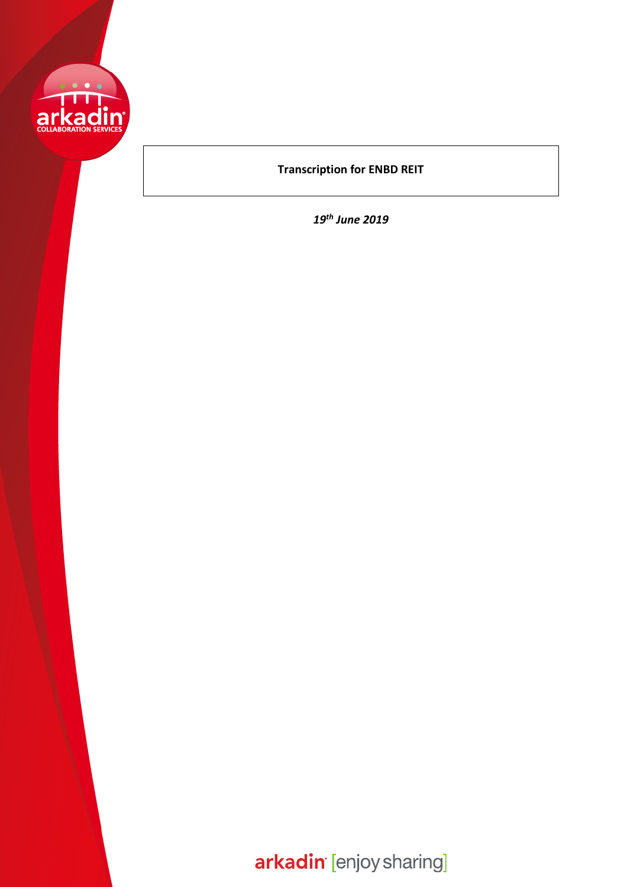**Transcription for ENBD REIT**

***19th June 2019***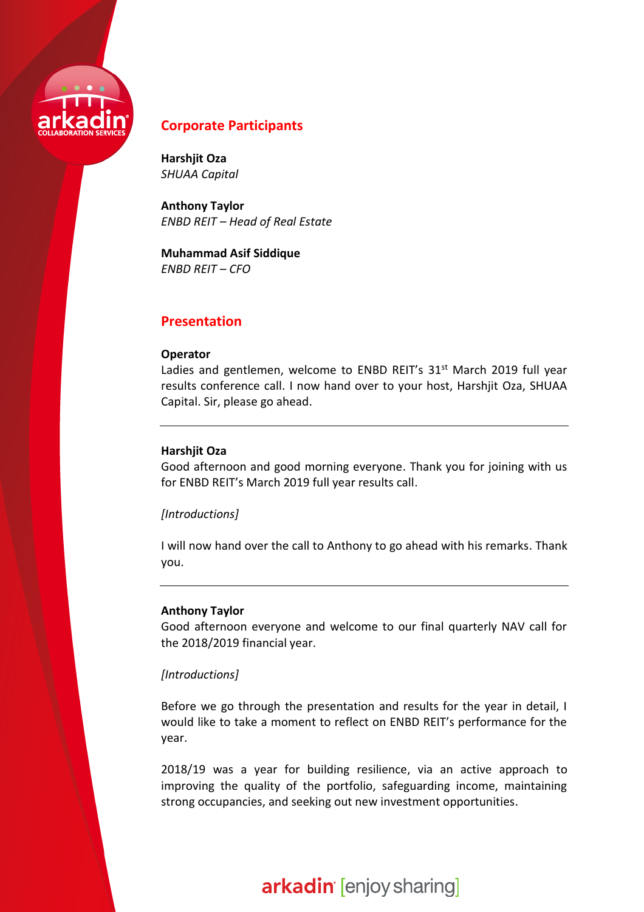## Corporate Participants

**Harshjit Oza**
*SHUAA Capital*

**Anthony Taylor**
*ENBD REIT – Head of Real Estate*

**Muhammad Asif Siddique**
*ENBD REIT – CFO*

## Presentation

**Operator**
Ladies and gentlemen, welcome to ENBD REIT's 31st March 2019 full year results conference call. I now hand over to your host, Harshjit Oza, SHUAA Capital. Sir, please go ahead.

---

**Harshjit Oza**
Good afternoon and good morning everyone. Thank you for joining with us for ENBD REIT's March 2019 full year results call.

*[Introductions]*

I will now hand over the call to Anthony to go ahead with his remarks. Thank you.

---

**Anthony Taylor**
Good afternoon everyone and welcome to our final quarterly NAV call for the 2018/2019 financial year.

*[Introductions]*

Before we go through the presentation and results for the year in detail, I would like to take a moment to reflect on ENBD REIT's performance for the year.

2018/19 was a year for building resilience, via an active approach to improving the quality of the portfolio, safeguarding income, maintaining strong occupancies, and seeking out new investment opportunities.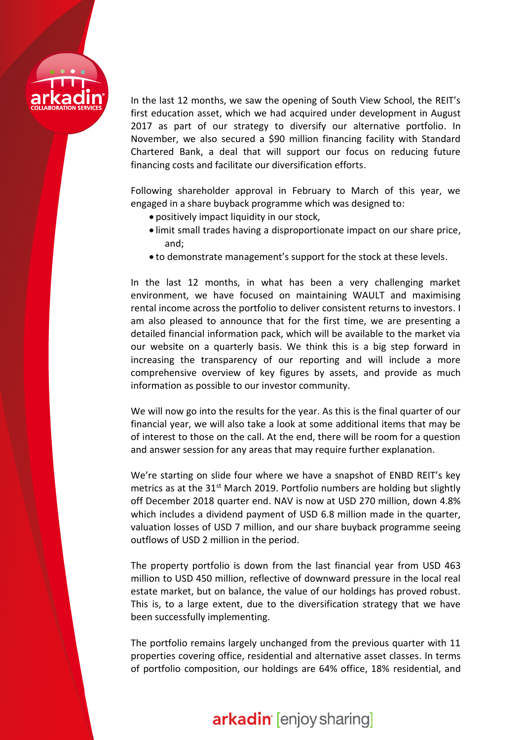In the last 12 months, we saw the opening of South View School, the REIT's first education asset, which we had acquired under development in August 2017 as part of our strategy to diversify our alternative portfolio. In November, we also secured a $90 million financing facility with Standard Chartered Bank, a deal that will support our focus on reducing future financing costs and facilitate our diversification efforts.

Following shareholder approval in February to March of this year, we engaged in a share buyback programme which was designed to:

- positively impact liquidity in our stock,
- limit small trades having a disproportionate impact on our share price, and;
- to demonstrate management's support for the stock at these levels.

In the last 12 months, in what been a very challenging market environment, we have focused on maintaining WAULT and maximising rental income across the portfolio to deliver consistent returns to investors. I am also pleased to announce that for the first time, we are presenting a detailed financial information pack, which will be available to the market via our website on a quarterly basis. We think this is a big step forward in increasing the transparency of our reporting and will include a more comprehensive overview of key figures by assets, and provide as much information as possible to our investor community.

We will now go into the results for the year. As this is the final quarter of our financial year, we will also take a look at some additional items that may be of interest to those on the call. At the end, there will be room for a question and answer session for any areas that may require further explanation.

We're starting on slide four where we have a snapshot of ENBD REIT's key metrics as at the 31st March 2019. Portfolio numbers are holding but slightly off December 2018 quarter end. NAV is now at USD 270 million, down 4.8% which includes a dividend payment of USD 6.8 million made in the quarter, valuation losses of USD 7 million, and our share buyback programme seeing outflows of USD 2 million in the period.

The property portfolio is down from the last financial year from USD 463 million to USD 450 million, reflective of downward pressure in the local real estate market, but on balance, the value of our holdings has proved robust. This is, to a large extent, due to the diversification strategy that we have been successfully implementing.

The portfolio remains largely unchanged from the previous quarter with 11 properties covering office, residential and alternative asset classes. In terms of portfolio composition, our holdings are 64% office, 18% residential, and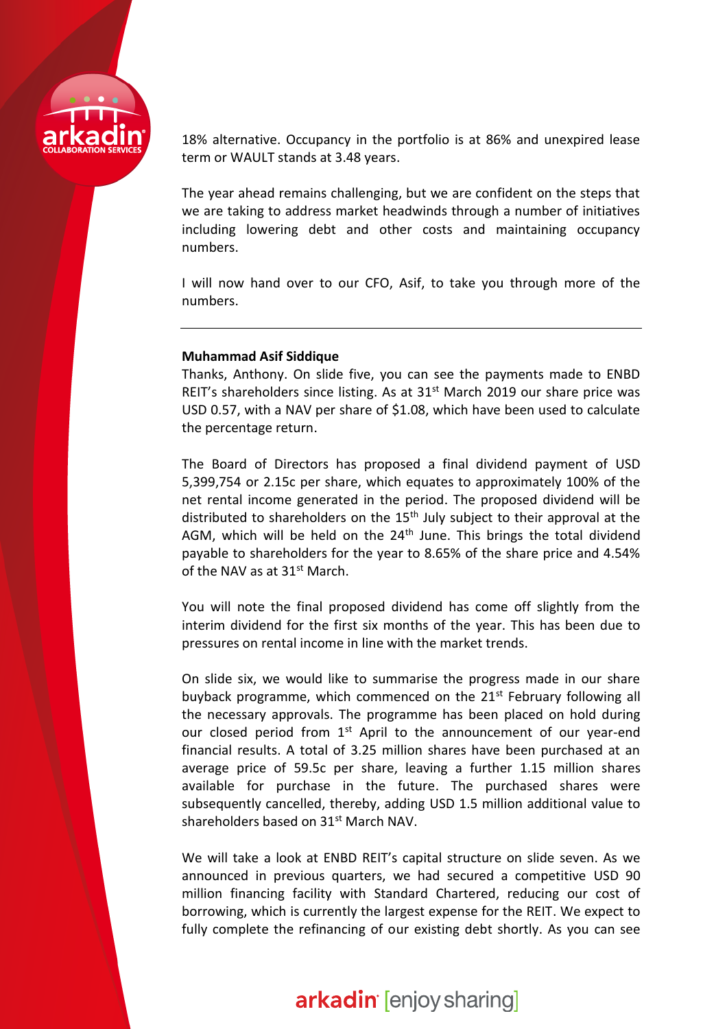18% alternative. Occupancy in the portfolio is at 86% and unexpired lease term or WAULT stands at 3.48 years.

The year ahead remains challenging, but we are confident on the steps that we are taking to address market headwinds through a number of initiatives including lowering debt and other costs and maintaining occupancy numbers.

I will now hand over to our CFO, Asif, to take you through more of the numbers.

---

**Muhammad Asif Siddique**

Thanks, Anthony. On slide five, you can see the payments made to ENBD REIT's shareholders since listing. As at 31st March 2019 our share price was USD 0.57, with a NAV per share of $1.08, which have been used to calculate the percentage return.

The Board of Directors has proposed a final dividend payment of USD 5,399,754 or 2.15c per share, which equates to approximately 100% of the net rental income generated in the period. The proposed dividend will be distributed to shareholders on the 15th July subject to their approval at the AGM, which will be held on the 24th June. This brings the total dividend payable to shareholders for the year to 8.65% of the share price and 4.54% of the NAV as at 31st March.

You will note the final proposed dividend has come off slightly from the interim dividend for the first six months of the year. This has been due to pressures on rental income in line with the market trends.

On slide six, we would like to summarise the progress made in our share buyback programme, which commenced on the 21st February following all the necessary approvals. The programme has been placed on hold during our closed period from 1st April to the announcement of our year-end financial results. A total of 3.25 million shares have been purchased at an average price of 59.5c per share, leaving a further 1.15 million shares available for purchase in the future. The purchased shares were subsequently cancelled, thereby, adding USD 1.5 million additional value to shareholders based on 31st March NAV.

We will take a look at ENBD REIT's capital structure on slide seven. As we announced in previous quarters, we had secured a competitive USD 90 million financing facility with Standard Chartered, reducing our cost of borrowing, which is currently the largest expense for the REIT. We expect to fully complete the refinancing of our existing debt shortly. As you can see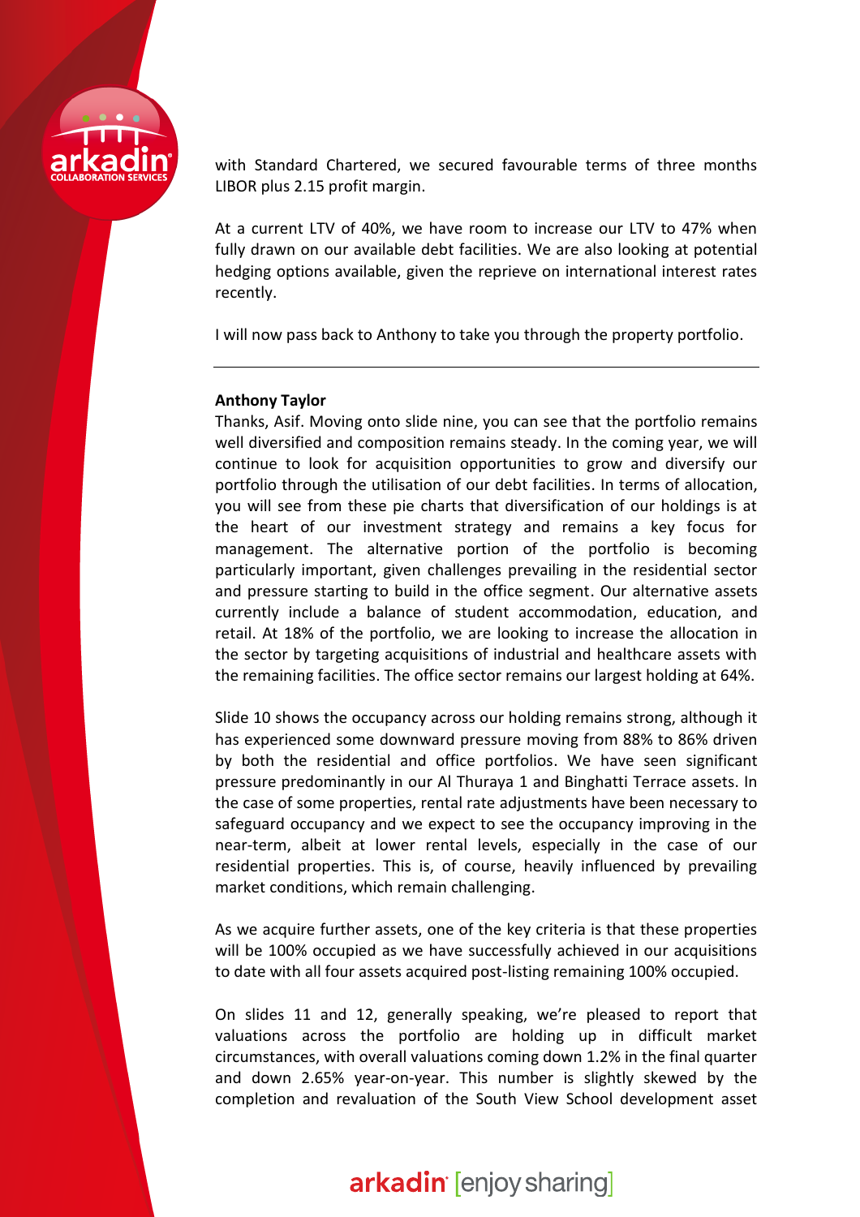with Standard Chartered, we secured favourable terms of three months LIBOR plus 2.15 profit margin.

At a current LTV of 40%, we have room to increase our LTV to 47% when fully drawn on our available debt facilities. We are also looking at potential hedging options available, given the reprieve on international interest rates recently.

I will now pass back to Anthony to take you through the property portfolio.

---

**Anthony Taylor**

Thanks, Asif. Moving onto slide nine, you can see that the portfolio remains well diversified and composition remains steady. In the coming year, we will continue to look for acquisition opportunities to grow and diversify our portfolio through the utilisation of our debt facilities. In terms of allocation, you will see from these pie charts that diversification of our holdings is at the heart of our investment strategy and remains a key focus for management. The alternative portion of the portfolio is becoming particularly important, given challenges prevailing in the residential sector and pressure starting to build in the office segment. Our alternative assets currently include a balance of student accommodation, education, and retail. At 18% of the portfolio, we are looking to increase the allocation in the sector by targeting acquisitions of industrial and healthcare assets with the remaining facilities. The office sector remains our largest holding at 64%.

Slide 10 shows the occupancy across our holding remains strong, although it has experienced some downward pressure moving from 88% to 86% driven by both the residential and office portfolios. We have seen significant pressure predominantly in our Al Thuraya 1 and Binghatti Terrace assets. In the case of some properties, rental rate adjustments have been necessary to safeguard occupancy and we expect to see the occupancy improving in the near-term, albeit at lower rental levels, especially in the case of our residential properties. This is, of course, heavily influenced by prevailing market conditions, which remain challenging.

As we acquire further assets, one of the key criteria is that these properties will be 100% occupied as we have successfully achieved in our acquisitions to date with all four assets acquired post-listing remaining 100% occupied.

On slides 11 and 12, generally speaking, we're pleased to report that valuations across the portfolio are holding up in difficult market circumstances, with overall valuations coming down 1.2% in the final quarter and down 2.65% year-on-year. This number is slightly skewed by the completion and revaluation of the South View School development asset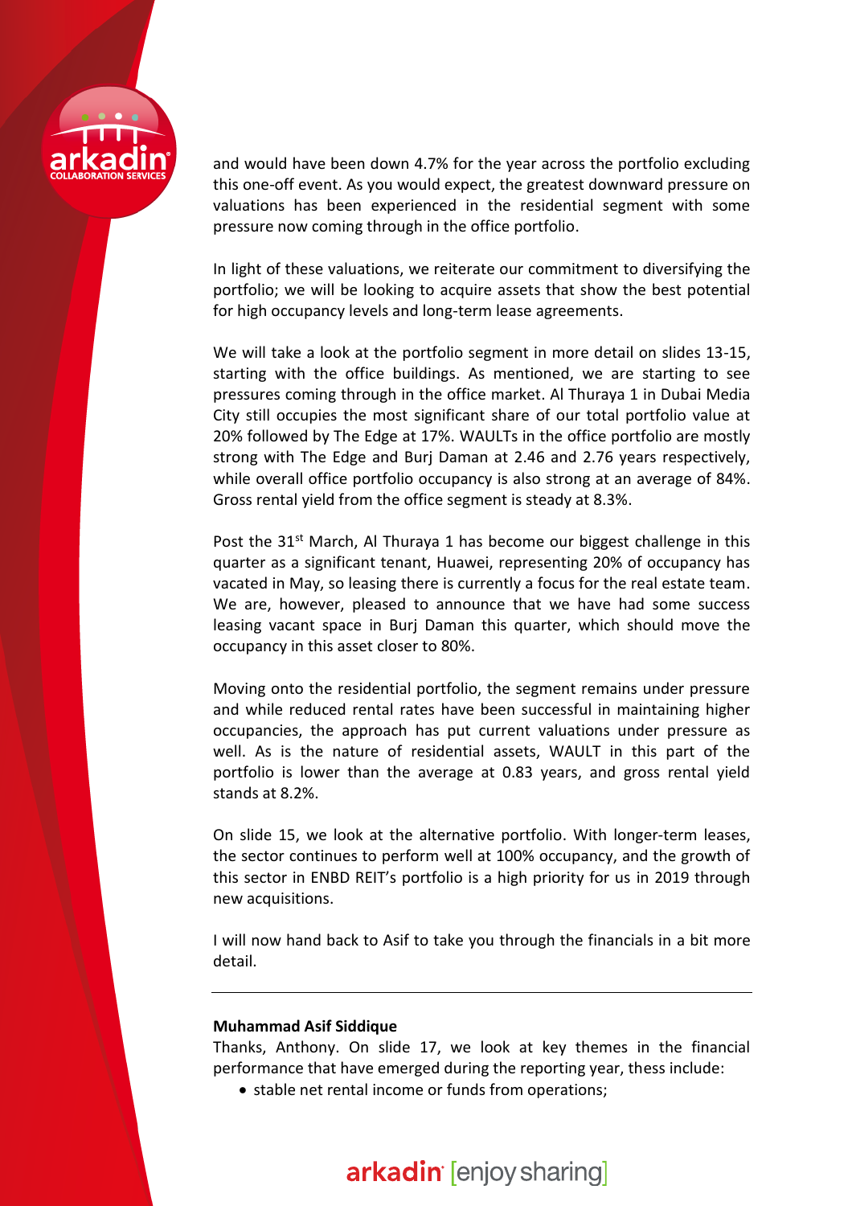and would have been down 4.7% for the year across the portfolio excluding this one-off event. As you would expect, the greatest downward pressure on valuations has been experienced in the residential segment with some pressure now coming through in the office portfolio.

In light of these valuations, we reiterate our commitment to diversifying the portfolio; we will be looking to acquire assets that show the best potential for high occupancy levels and long-term lease agreements.

We will take a look at the portfolio segment in more detail on slides 13-15, starting with the office buildings. As mentioned, we are starting to see pressures coming through in the office market. Al Thuraya 1 in Dubai Media City still occupies the most significant share of our total portfolio value at 20% followed by The Edge at 17%. WAULTs in the office portfolio are mostly strong with The Edge and Burj Daman at 2.46 and 2.76 years respectively, while overall office portfolio occupancy is also strong at an average of 84%. Gross rental yield from the office segment is steady at 8.3%.

Post the 31st March, Al Thuraya 1 has become our biggest challenge in this quarter as a significant tenant, Huawei, representing 20% of occupancy has vacated in May, so leasing there is currently a focus for the real estate team. We are, however, pleased to announce that we have had some success leasing vacant space in Burj Daman this quarter, which should move the occupancy in this asset closer to 80%.

Moving onto the residential portfolio, the segment remains under pressure and while reduced rental rates have been successful in maintaining higher occupancies, the approach has put current valuations under pressure as well. As is the nature of residential assets, WAULT in this part of the portfolio is lower than the average at 0.83 years, and gross rental yield stands at 8.2%.

On slide 15, we look at the alternative portfolio. With longer-term leases, the sector continues to perform well at 100% occupancy, and the growth of this sector in ENBD REIT's portfolio is a high priority for us in 2019 through new acquisitions.

I will now hand back to Asif to take you through the financials in a bit more detail.

---

**Muhammad Asif Siddique**

Thanks, Anthony. On slide 17, we look at key themes in the financial performance that have emerged during the reporting year, thess include:

- stable net rental income or funds from operations;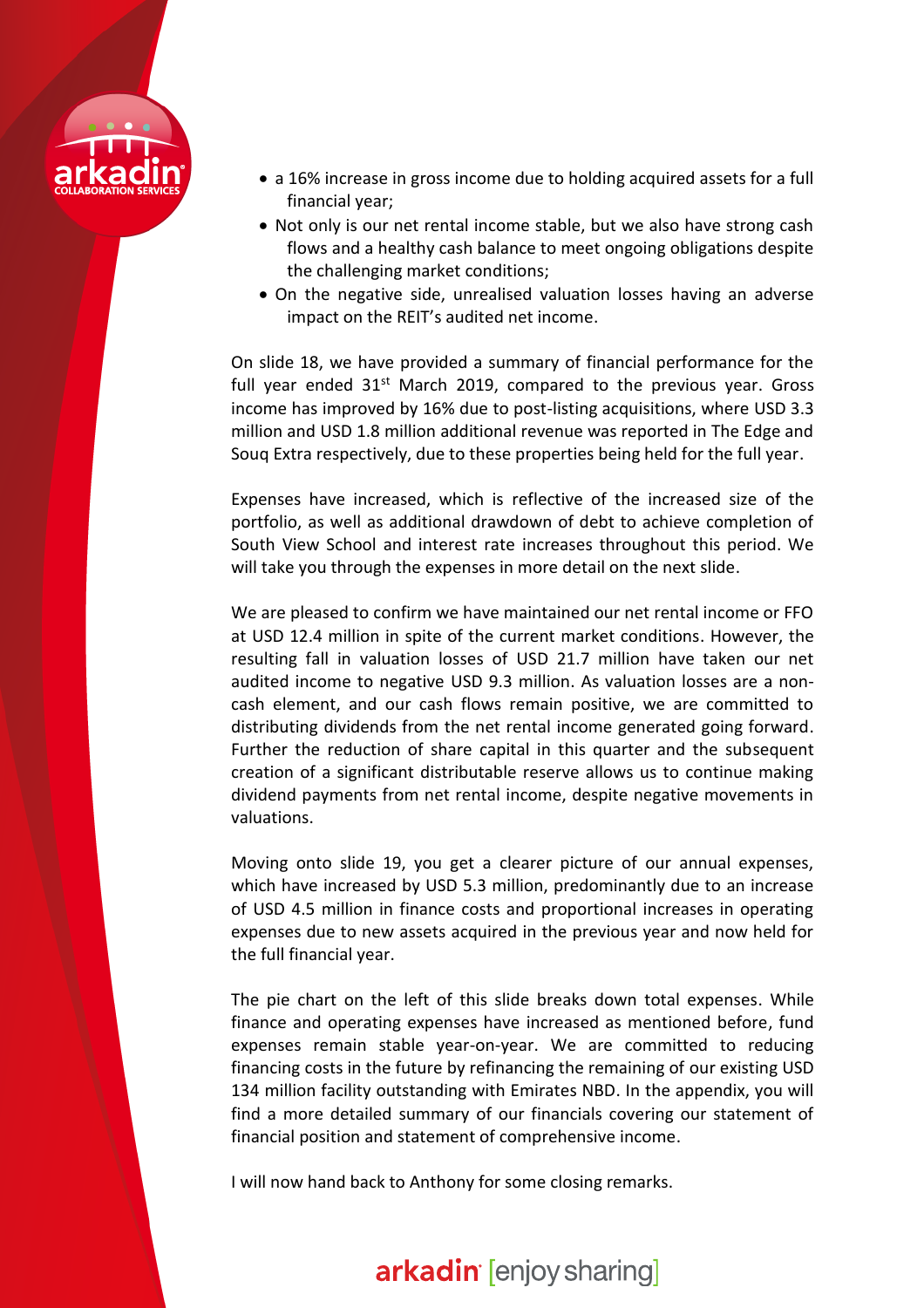- a 16% increase in gross income due to holding acquired assets for a full financial year;
- Not only is our net rental income stable, but we also have strong cash flows and a healthy cash balance to meet ongoing obligations despite the challenging market conditions;
- On the negative side, unrealised valuation losses having an adverse impact on the REIT's audited net income.

On slide 18, we have provided a summary of financial performance for the full year ended 31st March 2019, compared to the previous year. Gross income has improved by 16% due to post-listing acquisitions, where USD 3.3 million and USD 1.8 million additional revenue was reported in The Edge and Souq Extra respectively, due to these properties being held for the full year.

Expenses have increased, which is reflective of the increased size of the portfolio, as well as additional drawdown of debt to achieve completion of South View School and interest rate increases throughout this period. We will take you through the expenses in more detail on the next slide.

We are pleased to confirm we have maintained our net rental income or FFO at USD 12.4 million in spite of the current market conditions. However, the resulting fall in valuation losses of USD 21.7 million have taken our net audited income to negative USD 9.3 million. As valuation losses are a non-cash element, and our cash flows remain positive, we are committed to distributing dividends from the net rental income generated going forward. Further the reduction of share capital in this quarter and the subsequent creation of a significant distributable reserve allows us to continue making dividend payments from net rental income, despite negative movements in valuations.

Moving onto slide 19, you get a clearer picture of our annual expenses, which have increased by USD 5.3 million, predominantly due to an increase of USD 4.5 million in finance costs and proportional increases in operating expenses due to new assets acquired in the previous year and now held for the full financial year.

The pie chart on the left of this slide breaks down total expenses. While finance and operating expenses have increased as mentioned before, fund expenses remain stable year-on-year. We are committed to reducing financing costs in the future by refinancing the remaining of our existing USD 134 million facility outstanding with Emirates NBD. In the appendix, you will find a more detailed summary of our financials covering our statement of financial position and statement of comprehensive income.

I will now hand back to Anthony for some closing remarks.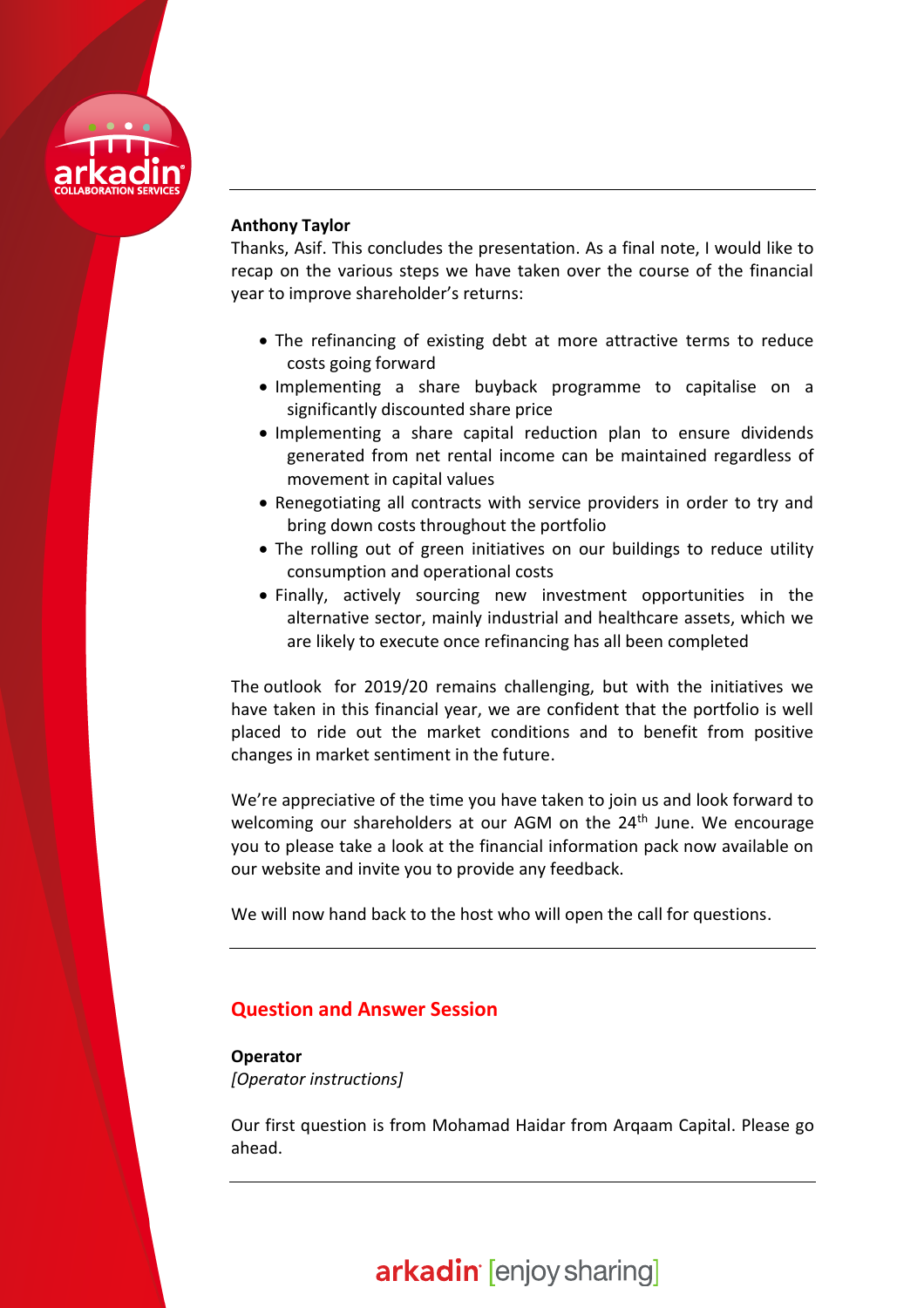**Anthony Taylor**

Thanks, Asif. This concludes the presentation. As a final note, I would like to recap on the various steps we have taken over the course of the financial year to improve shareholder's returns:

- The refinancing of existing debt at more attractive terms to reduce costs going forward
- Implementing a share buyback programme to capitalise on a significantly discounted share price
- Implementing a share capital reduction plan to ensure dividends generated from net rental income can be maintained regardless of movement in capital values
- Renegotiating all contracts with service providers in order to try and bring down costs throughout the portfolio
- The rolling out of green initiatives on our buildings to reduce utility consumption and operational costs
- Finally, actively sourcing new investment opportunities in the alternative sector, mainly industrial and healthcare assets, which we are likely to execute once refinancing has all been completed

The outlook for 2019/20 remains challenging, but with the initiatives we have taken in this financial year, we are confident that the portfolio is well placed to ride out the market conditions and to benefit from positive changes in market sentiment in the future.

We're appreciative of the time you have taken to join us and look forward to welcoming our shareholders at our AGM on the 24th June. We encourage you to please take a look at the financial information pack now available on our website and invite you to provide any feedback.

We will now hand back to the host who will open the call for questions.

## Question and Answer Session

**Operator**

*[Operator instructions]*

Our first question is from Mohamad Haidar from Arqaam Capital. Please go ahead.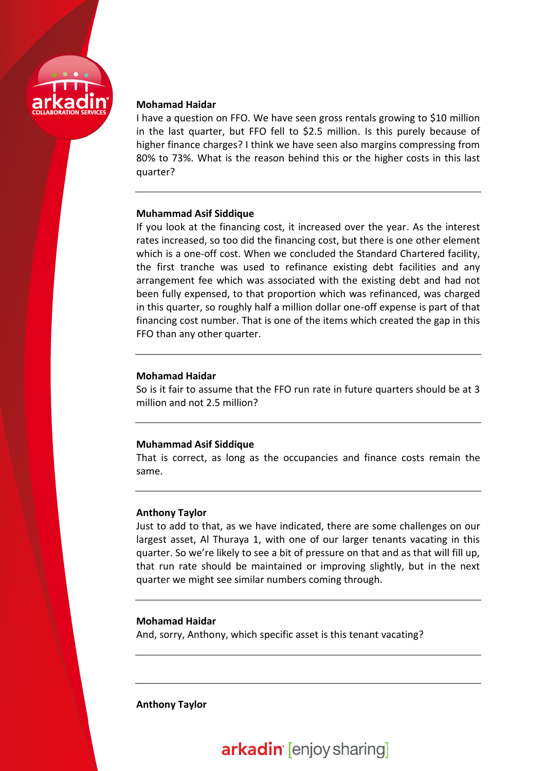**Mohamad Haidar**

I have a question on FFO. We have seen gross rentals growing to $10 million in the last quarter, but FFO fell to $2.5 million. Is this purely because of higher finance charges? I think we have seen also margins compressing from 80% to 73%. What is the reason behind this or the higher costs in this last quarter?

---

**Muhammad Asif Siddique**

If you look at the financing cost, it increased over the year. As the interest rates increased, so too did the financing cost, but there is one other element which is a one-off cost. When we concluded the Standard Chartered facility, the first tranche was used to refinance existing debt facilities and any arrangement fee which was associated with the existing debt and had not been fully expensed, to that proportion which was refinanced, was charged in this quarter, so roughly half a million dollar one-off expense is part of that financing cost number. That is one of the items which created the gap in this FFO than any other quarter.

---

**Mohamad Haidar**

So is it fair to assume that the FFO run rate in future quarters should be at 3 million and not 2.5 million?

---

**Muhammad Asif Siddique**

That is correct, as long as the occupancies and finance costs remain the same.

---

**Anthony Taylor**

Just to add to that, as we have indicated, there are some challenges on our largest asset, Al Thuraya 1, with one of our larger tenants vacating in this quarter. So we're likely to see a bit of pressure on that and as that will fill up, that run rate should be maintained or improving slightly, but in the next quarter we might see similar numbers coming through.

---

**Mohamad Haidar**

And, sorry, Anthony, which specific asset is this tenant vacating?

---

---

**Anthony Taylor**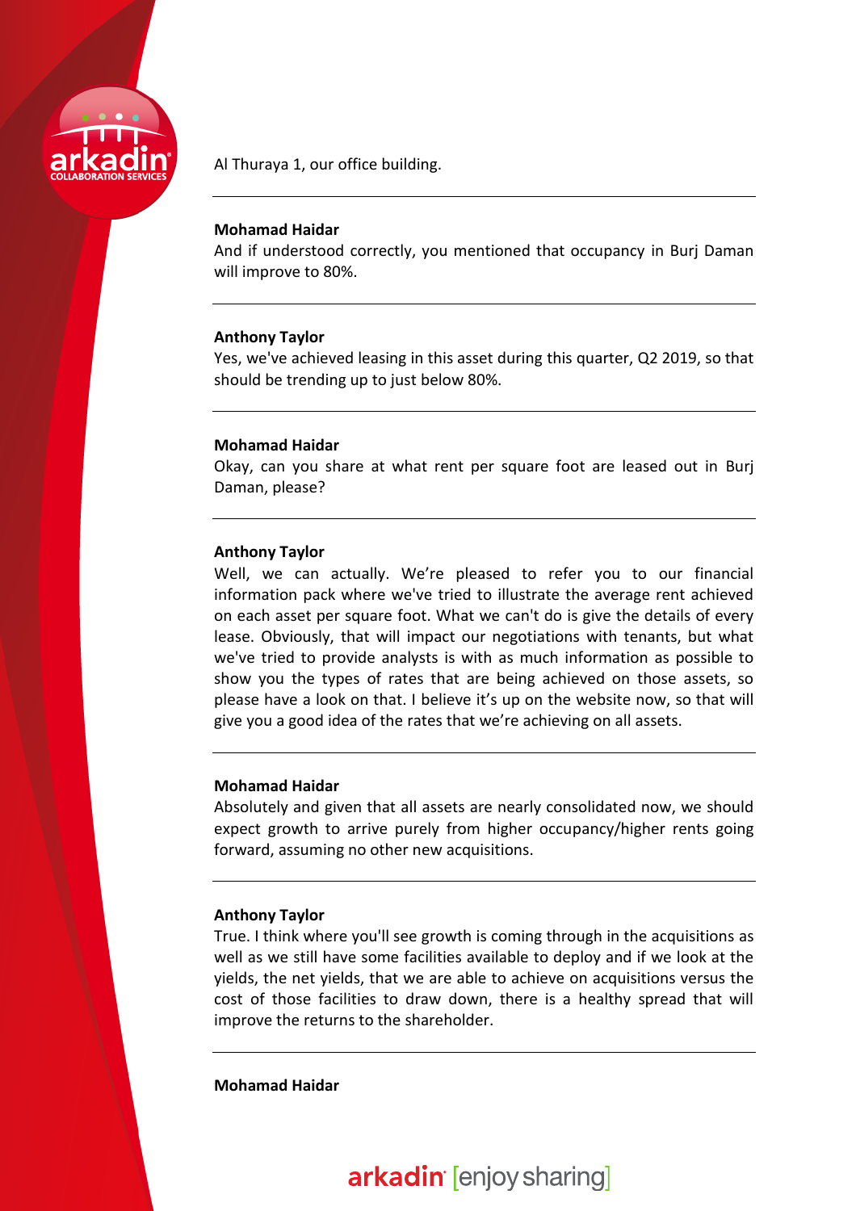Al Thuraya 1, our office building.

---

**Mohamad Haidar**
And if understood correctly, you mentioned that occupancy in Burj Daman will improve to 80%.

---

**Anthony Taylor**
Yes, we've achieved leasing in this asset during this quarter, Q2 2019, so that should be trending up to just below 80%.

---

**Mohamad Haidar**
Okay, can you share at what rent per square foot are leased out in Burj Daman, please?

---

**Anthony Taylor**
Well, we can actually. We're pleased to refer you to our financial information pack where we've tried to illustrate the average rent achieved on each asset per square foot. What we can't do is give the details of every lease. Obviously, that will impact our negotiations with tenants, but what we've tried to provide analysts is with as much information as possible to show you the types of rates that are being achieved on those assets, so please have a look on that. I believe it's up on the website now, so that will give you a good idea of the rates that we're achieving on all assets.

---

**Mohamad Haidar**
Absolutely and given that all assets are nearly consolidated now, we should expect growth to arrive purely from higher occupancy/higher rents going forward, assuming no other new acquisitions.

---

**Anthony Taylor**
True. I think where you'll see growth is coming through in the acquisitions as well as we still have some facilities available to deploy and if we look at the yields, the net yields, that we are able to achieve on acquisitions versus the cost of those facilities to draw down, there is a healthy spread that will improve the returns to the shareholder.

---

**Mohamad Haidar**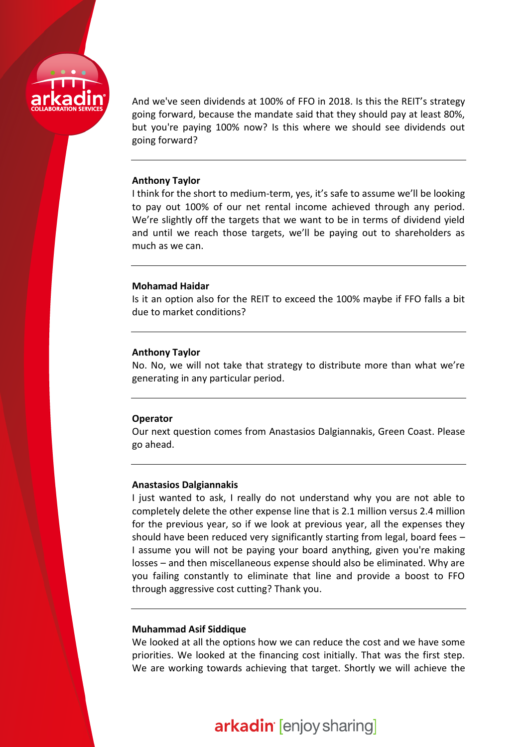And we've seen dividends at 100% of FFO in 2018. Is this the REIT's strategy going forward, because the mandate said that they should pay at least 80%, but you're paying 100% now? Is this where we should see dividends out going forward?

---

**Anthony Taylor**
I think for the short to medium-term, yes, it's safe to assume we'll be looking to pay out 100% of our net rental income achieved through any period. We're slightly off the targets that we want to be in terms of dividend yield and until we reach those targets, we'll be paying out to shareholders as much as we can.

---

**Mohamad Haidar**
Is it an option also for the REIT to exceed the 100% maybe if FFO falls a bit due to market conditions?

---

**Anthony Taylor**
No. No, we will not take that strategy to distribute more than what we're generating in any particular period.

---

**Operator**
Our next question comes from Anastasios Dalgiannakis, Green Coast. Please go ahead.

---

**Anastasios Dalgiannakis**
I just wanted to ask, I really do not understand why you are not able to completely delete the other expense line that is 2.1 million versus 2.4 million for the previous year, so if we look at previous year, all the expenses they should have been reduced very significantly starting from legal, board fees – I assume you will not be paying your board anything, given you're making losses – and then miscellaneous expense should also be eliminated. Why are you failing constantly to eliminate that line and provide a boost to FFO through aggressive cost cutting? Thank you.

---

**Muhammad Asif Siddique**
We looked at all the options how we can reduce the cost and we have some priorities. We looked at the financing cost initially. That was the first step. We are working towards achieving that target. Shortly we will achieve the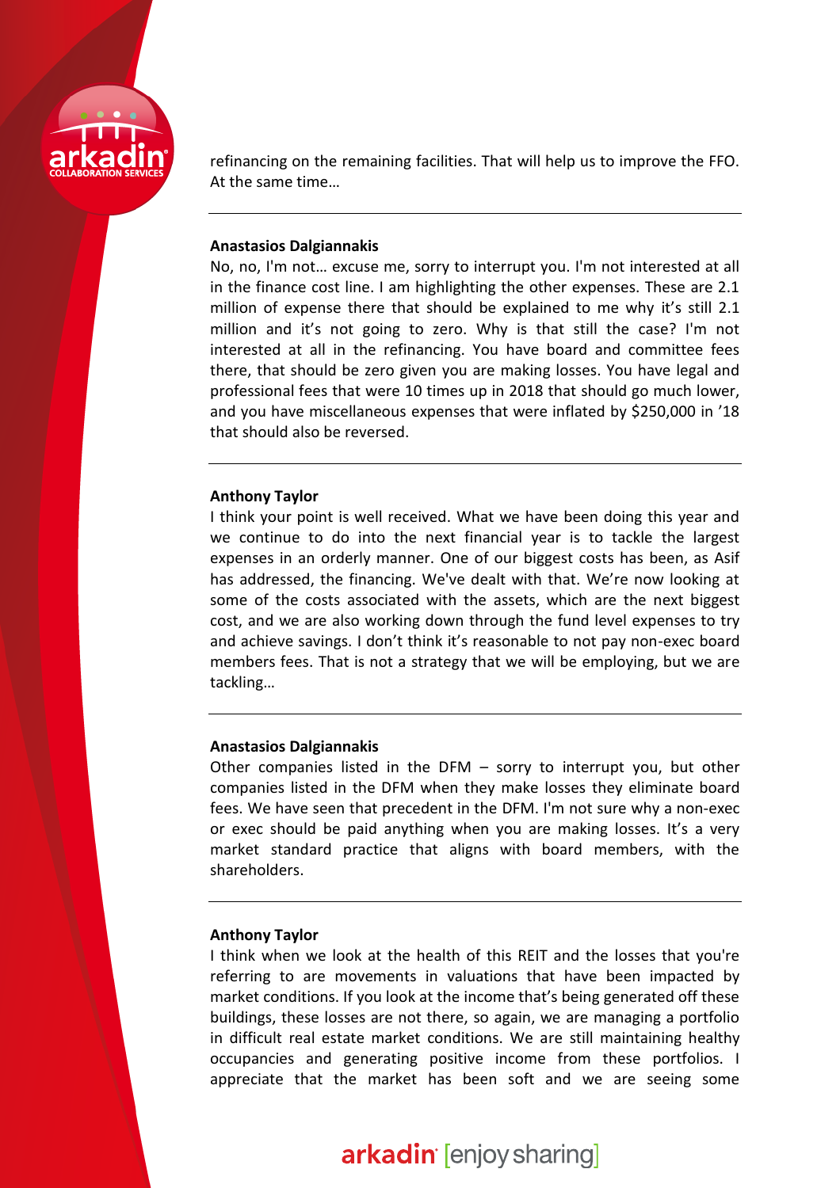refinancing on the remaining facilities. That will help us to improve the FFO. At the same time…

---

**Anastasios Dalgiannakis**
No, no, I'm not… excuse me, sorry to interrupt you. I'm not interested at all in the finance cost line. I am highlighting the other expenses. These are 2.1 million of expense there that should be explained to me why it's still 2.1 million and it's not going to zero. Why is that still the case? I'm not interested at all in the refinancing. You have board and committee fees there, that should be zero given you are making losses. You have legal and professional fees that were 10 times up in 2018 that should go much lower, and you have miscellaneous expenses that were inflated by $250,000 in '18 that should also be reversed.

---

**Anthony Taylor**
I think your point is well received. What we have been doing this year and we continue to do into the next financial year is to tackle the largest expenses in an orderly manner. One of our biggest costs has been, as Asif has addressed, the financing. We've dealt with that. We're now looking at some of the costs associated with the assets, which are the next biggest cost, and we are also working down through the fund level expenses to try and achieve savings. I don't think it's reasonable to not pay non-exec board members fees. That is not a strategy that we will be employing, but we are tackling…

---

**Anastasios Dalgiannakis**
Other companies listed in the DFM – sorry to interrupt you, but other companies listed in the DFM when they make losses they eliminate board fees. We have seen that precedent in the DFM. I'm not sure why a non-exec or exec should be paid anything when you are making losses. It's a very market standard practice that aligns with board members, with the shareholders.

---

**Anthony Taylor**
I think when we look at the health of this REIT and the losses that you're referring to are movements in valuations that have been impacted by market conditions. If you look at the income that's being generated off these buildings, these losses are not there, so again, we are managing a portfolio in difficult real estate market conditions. We are still maintaining healthy occupancies and generating positive income from these portfolios. I appreciate that the market has been soft and we are seeing some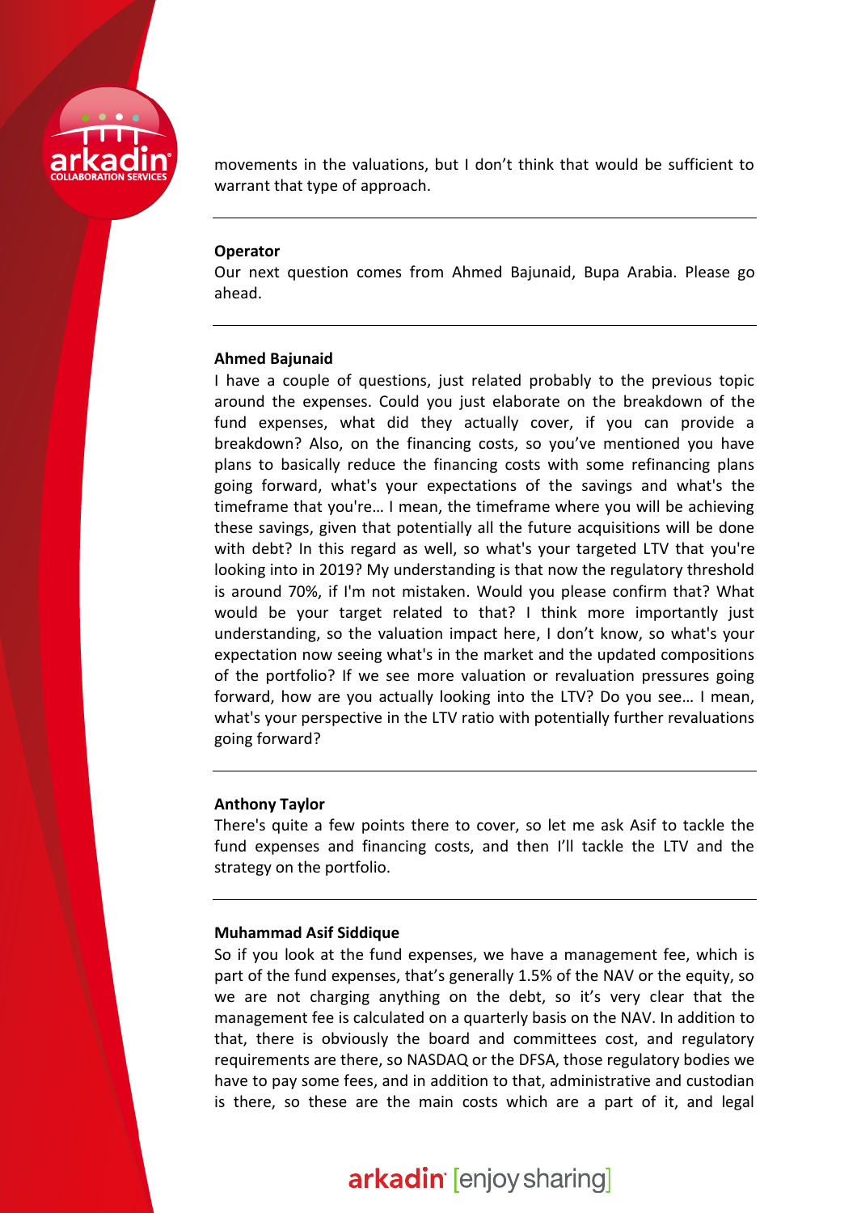movements in the valuations, but I don't think that would be sufficient to warrant that type of approach.

---

**Operator**
Our next question comes from Ahmed Bajunaid, Bupa Arabia. Please go ahead.

---

**Ahmed Bajunaid**
I have a couple of questions, just related probably to the previous topic around the expenses. Could you just elaborate on the breakdown of the fund expenses, what did they actually cover, if you can provide a breakdown? Also, on the financing costs, so you've mentioned you have plans to basically reduce the financing costs with some refinancing plans going forward, what's your expectations of the savings and what's the timeframe that you're… I mean, the timeframe where you will be achieving these savings, given that potentially all the future acquisitions will be done with debt? In this regard as well, so what's your targeted LTV that you're looking into in 2019? My understanding is that now the regulatory threshold is around 70%, if I'm not mistaken. Would you please confirm that? What would be your target related to that? I think more importantly just understanding, so the valuation impact here, I don't know, so what's your expectation now seeing what's in the market and the updated compositions of the portfolio? If we see more valuation or revaluation pressures going forward, how are you actually looking into the LTV? Do you see… I mean, what's your perspective in the LTV ratio with potentially further revaluations going forward?

---

**Anthony Taylor**
There's quite a few points there to cover, so let me ask Asif to tackle the fund expenses and financing costs, and then I'll tackle the LTV and the strategy on the portfolio.

---

**Muhammad Asif Siddique**
So if you look at the fund expenses, we have a management fee, which is part of the fund expenses, that's generally 1.5% of the NAV or the equity, so we are not charging anything on the debt, so it's very clear that the management fee is calculated on a quarterly basis on the NAV. In addition to that, there is obviously the board and committees cost, and regulatory requirements are there, so NASDAQ or the DFSA, those regulatory bodies we have to pay some fees, and in addition to that, administrative and custodian is there, so these are the main costs which are a part of it, and legal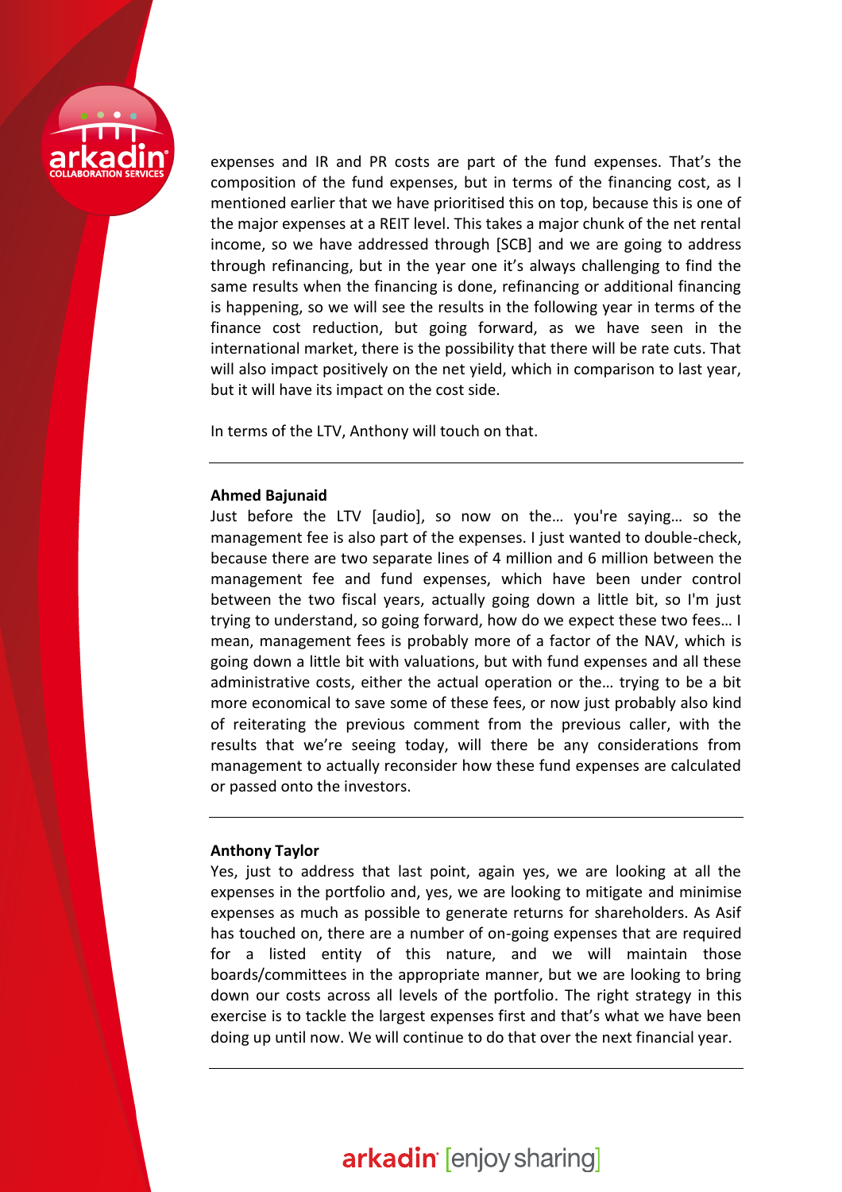expenses and IR and PR costs are part of the fund expenses. That's the composition of the fund expenses, but in terms of the financing cost, as I mentioned earlier that we have prioritised this on top, because this is one of the major expenses at a REIT level. This takes a major chunk of the net rental income, so we have addressed through [SCB] and we are going to address through refinancing, but in the year one it's always challenging to find the same results when the financing is done, refinancing or additional financing is happening, so we will see the results in the following year in terms of the finance cost reduction, but going forward, as we have seen in the international market, there is the possibility that there will be rate cuts. That will also impact positively on the net yield, which in comparison to last year, but it will have its impact on the cost side.

In terms of the LTV, Anthony will touch on that.

---

**Ahmed Bajunaid**
Just before the LTV [audio], so now on the… you're saying… so the management fee is also part of the expenses. I just wanted to double-check, because there are two separate lines of 4 million and 6 million between the management fee and fund expenses, which have been under control between the two fiscal years, actually going down a little bit, so I'm just trying to understand, so going forward, how do we expect these two fees… I mean, management fees is probably more of a factor of the NAV, which is going down a little bit with valuations, but with fund expenses and all these administrative costs, either the actual operation or the… trying to be a bit more economical to save some of these fees, or now just probably also kind of reiterating the previous comment from the previous caller, with the results that we're seeing today, will there be any considerations from management to actually reconsider how these fund expenses are calculated or passed onto the investors.

---

**Anthony Taylor**
Yes, just to address that last point, again yes, we are looking at all the expenses in the portfolio and, yes, we are looking to mitigate and minimise expenses as much as possible to generate returns for shareholders. As Asif has touched on, there are a number of on-going expenses that are required for a listed entity of this nature, and we will maintain those boards/committees in the appropriate manner, but we are looking to bring down our costs across all levels of the portfolio. The right strategy in this exercise is to tackle the largest expenses first and that's what we have been doing up until now. We will continue to do that over the next financial year.

---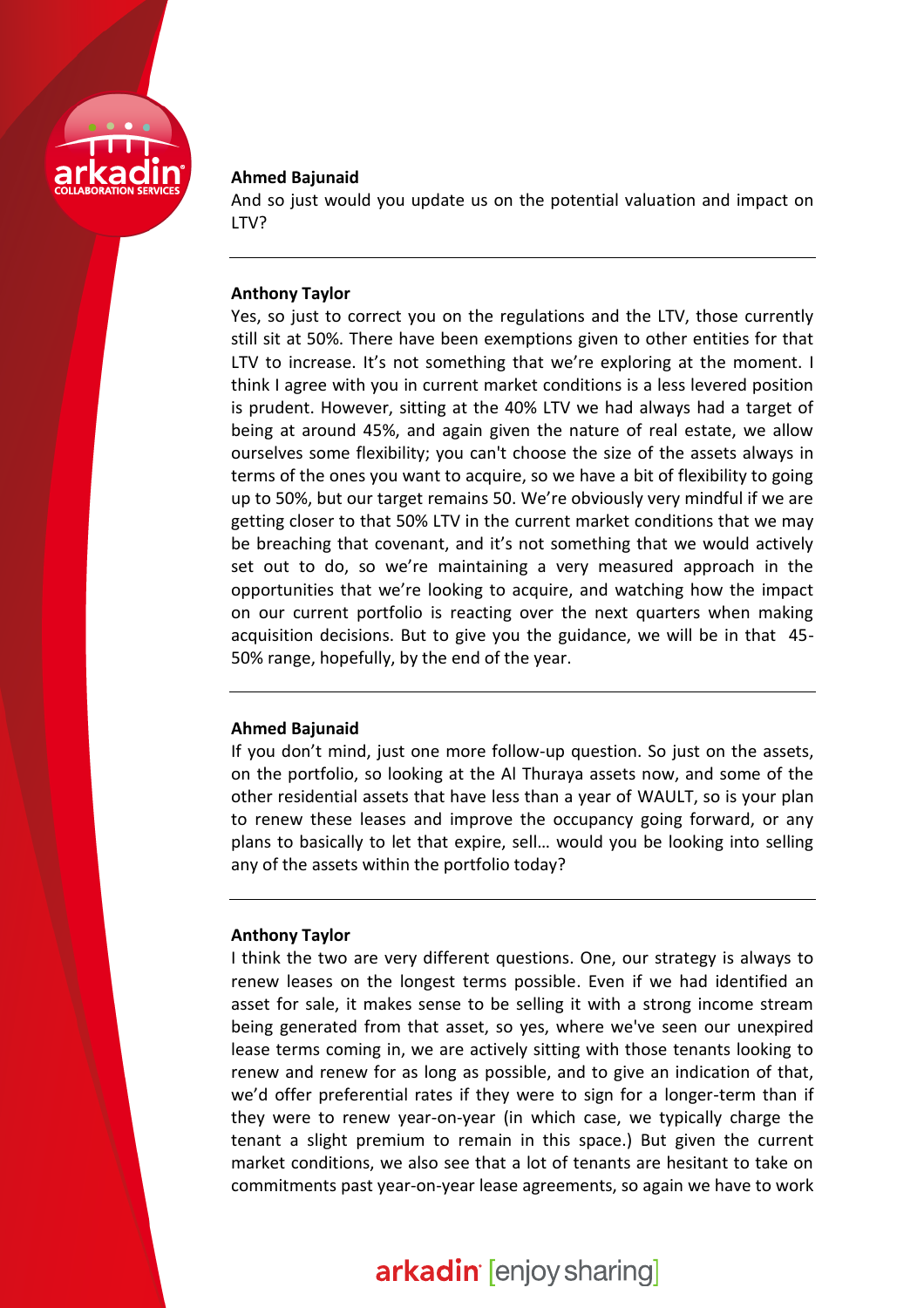**Ahmed Bajunaid**
And so just would you update us on the potential valuation and impact on LTV?

---

**Anthony Taylor**
Yes, so just to correct you on the regulations and the LTV, those currently still sit at 50%. There have been exemptions given to other entities for that LTV to increase. It's not something that we're exploring at the moment. I think I agree with you in current market conditions is a less levered position is prudent. However, sitting at the 40% LTV we had always had a target of being at around 45%, and again given the nature of real estate, we allow ourselves some flexibility; you can't choose the size of the assets always in terms of the ones you want to acquire, so we have a bit of flexibility to going up to 50%, but our target remains 50. We're obviously very mindful if we are getting closer to that 50% LTV in the current market conditions that we may be breaching that covenant, and it's not something that we would actively set out to do, so we're maintaining a very measured approach in the opportunities that we're looking to acquire, and watching how the impact on our current portfolio is reacting over the next quarters when making acquisition decisions. But to give you the guidance, we will be in that 45-50% range, hopefully, by the end of the year.

---

**Ahmed Bajunaid**
If you don't mind, just one more follow-up question. So just on the assets, on the portfolio, so looking at the Al Thuraya assets now, and some of the other residential assets that have less than a year of WAULT, so is your plan to renew these leases and improve the occupancy going forward, or any plans to basically to let that expire, sell… would you be looking into selling any of the assets within the portfolio today?

---

**Anthony Taylor**
I think the two are very different questions. One, our strategy is always to renew leases on the longest terms possible. Even if we had identified an asset for sale, it makes sense to be selling it with a strong income stream being generated from that asset, so yes, where we've seen our unexpired lease terms coming in, we are actively sitting with those tenants looking to renew and renew for as long as possible, and to give an indication of that, we'd offer preferential rates if they were to sign for a longer-term than if they were to renew year-on-year (in which case, we typically charge the tenant a slight premium to remain in this space.) But given the current market conditions, we also see that a lot of tenants are hesitant to take on commitments past year-on-year lease agreements, so again we have to work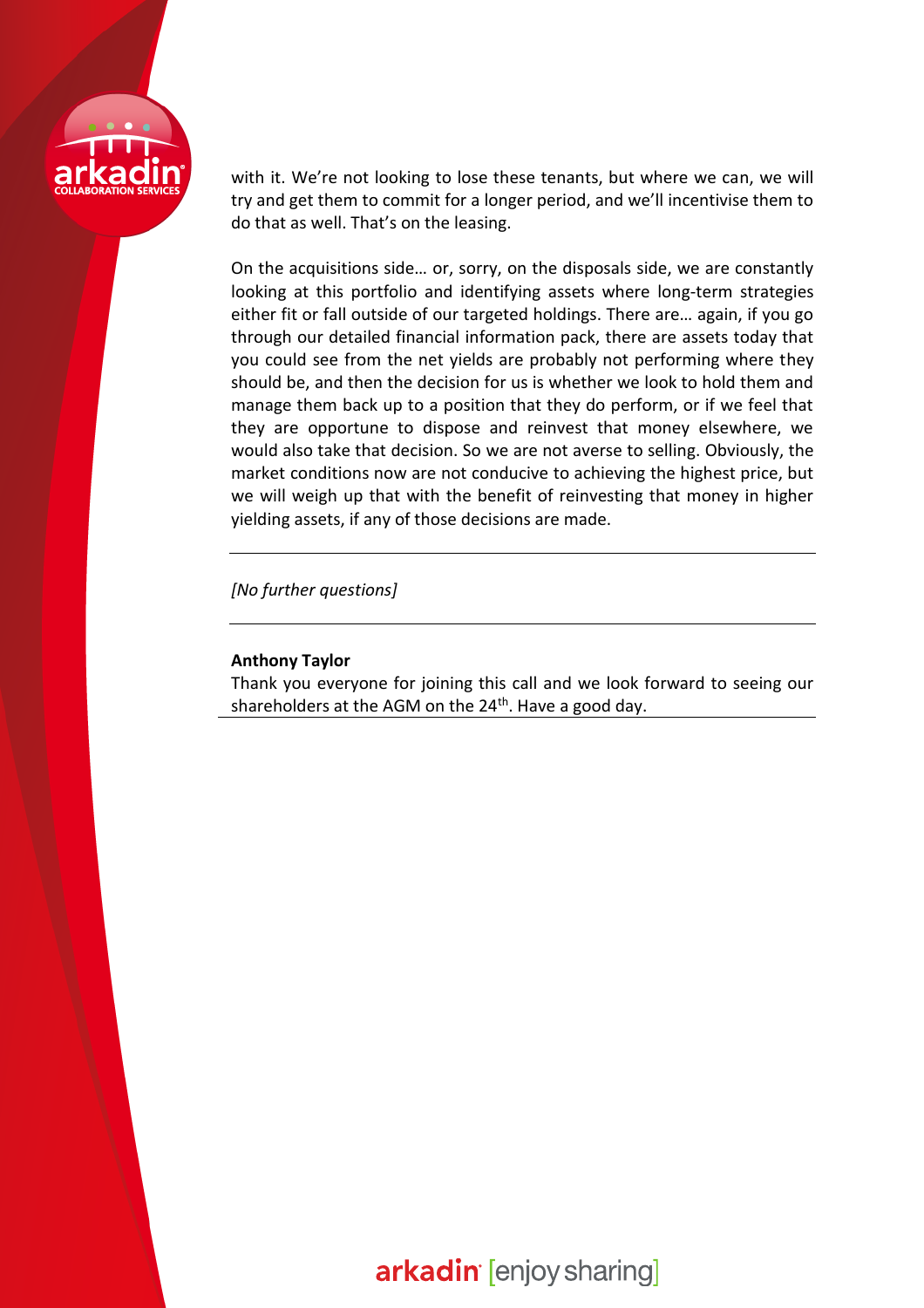with it. We're not looking to lose these tenants, but where we can, we will try and get them to commit for a longer period, and we'll incentivise them to do that as well. That's on the leasing.

On the acquisitions side… or, sorry, on the disposals side, we are constantly looking at this portfolio and identifying assets where long-term strategies either fit or fall outside of our targeted holdings. There are… again, if you go through our detailed financial information pack, there are assets today that you could see from the net yields are probably not performing where they should be, and then the decision for us is whether we look to hold them and manage them back up to a position that they do perform, or if we feel that they are opportune to dispose and reinvest that money elsewhere, we would also take that decision. So we are not averse to selling. Obviously, the market conditions now are not conducive to achieving the highest price, but we will weigh up that with the benefit of reinvesting that money in higher yielding assets, if any of those decisions are made.

---

*[No further questions]*

---

**Anthony Taylor**
Thank you everyone for joining this call and we look forward to seeing our shareholders at the AGM on the 24th. Have a good day.